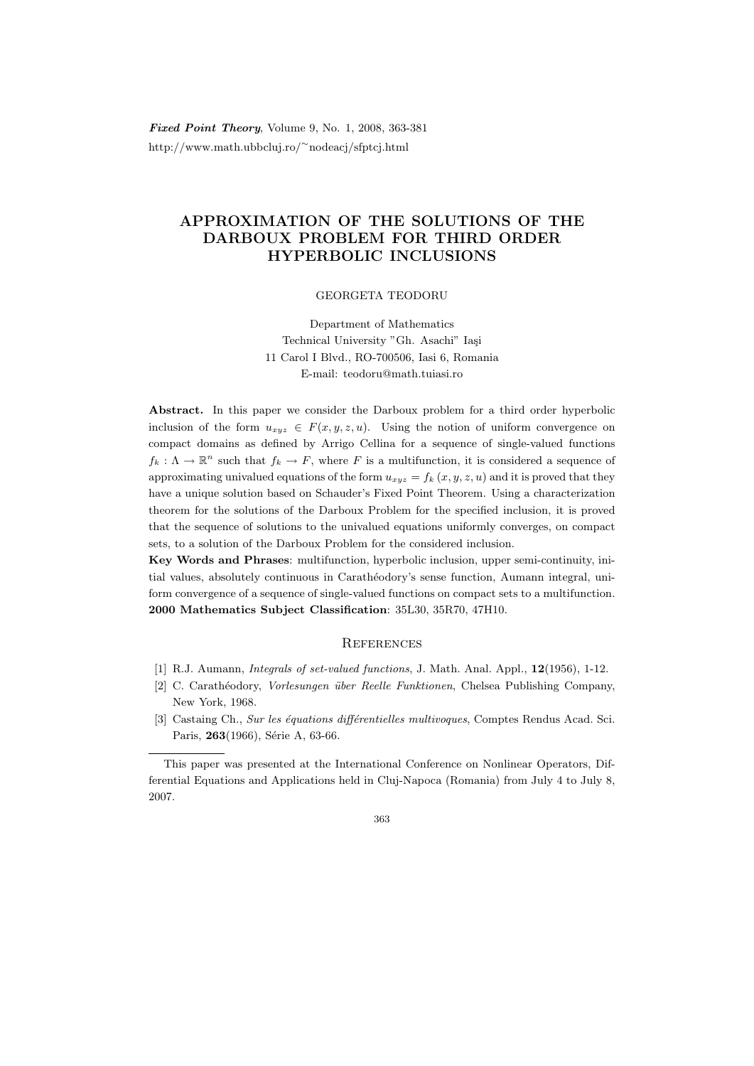# APPROXIMATION OF THE SOLUTIONS OF THE DARBOUX PROBLEM FOR THIRD ORDER HYPERBOLIC INCLUSIONS

GEORGETA TEODORU

Department of Mathematics
Technical University "Gh. Asachi" Iaşi
11 Carol I Blvd., RO-700506, Iasi 6, Romania
E-mail: teodoru@math.tuiasi.ro

**Abstract.** In this paper we consider the Darboux problem for a third order hyperbolic inclusion of the form $u_{xyz} \in F(x, y, z, u)$. Using the notion of uniform convergence on compact domains as defined by Arrigo Cellina for a sequence of single-valued functions $f_k : \Lambda \to \mathbb{R}^n$ such that $f_k \to F$, where $F$ is a multifunction, it is considered a sequence of approximating univalued equations of the form $u_{xyz} = f_k(x, y, z, u)$ and it is proved that they have a unique solution based on Schauder's Fixed Point Theorem. Using a characterization theorem for the solutions of the Darboux Problem for the specified inclusion, it is proved that the sequence of solutions to the univalued equations uniformly converges, on compact sets, to a solution of the Darboux Problem for the considered inclusion.

**Key Words and Phrases**: multifunction, hyperbolic inclusion, upper semi-continuity, initial values, absolutely continuous in Carathéodory's sense function, Aumann integral, uniform convergence of a sequence of single-valued functions on compact sets to a multifunction.

**2000 Mathematics Subject Classification**: 35L30, 35R70, 47H10.

## References

[1] R.J. Aumann, *Integrals of set-valued functions*, J. Math. Anal. Appl., **12**(1956), 1-12.

[2] C. Carathéodory, *Vorlesungen über Reelle Funktionen*, Chelsea Publishing Company, New York, 1968.

[3] Castaing Ch., *Sur les équations différentielles multivoques*, Comptes Rendus Acad. Sci. Paris, **263**(1966), Série A, 63-66.

---

This paper was presented at the International Conference on Nonlinear Operators, Differential Equations and Applications held in Cluj-Napoca (Romania) from July 4 to July 8, 2007.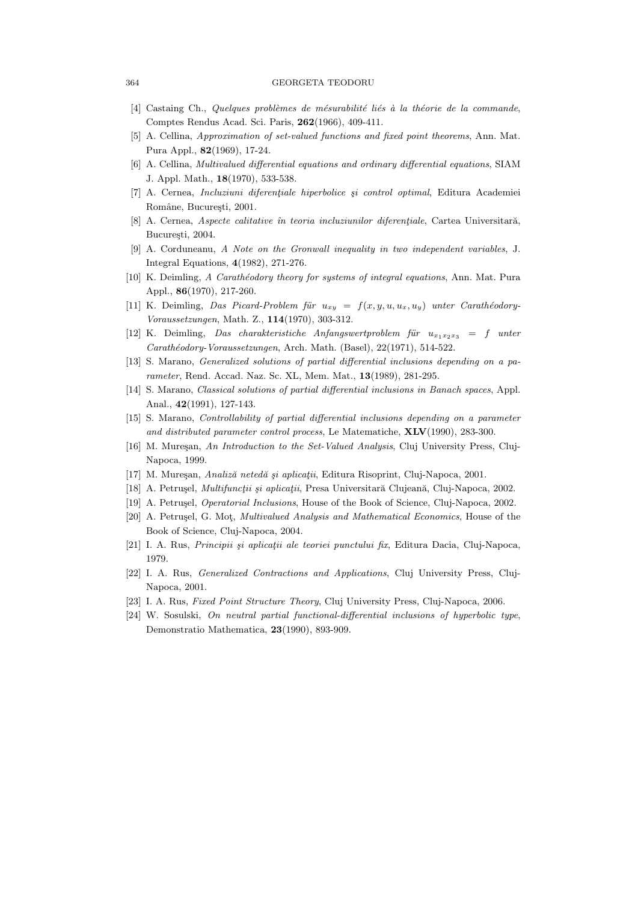[4] Castaing Ch., *Quelques problèmes de mésurabilité liés à la théorie de la commande*, Comptes Rendus Acad. Sci. Paris, **262**(1966), 409-411.

[5] A. Cellina, *Approximation of set-valued functions and fixed point theorems*, Ann. Mat. Pura Appl., **82**(1969), 17-24.

[6] A. Cellina, *Multivalued differential equations and ordinary differential equations*, SIAM J. Appl. Math., **18**(1970), 533-538.

[7] A. Cernea, *Incluziuni diferenţiale hiperbolice şi control optimal*, Editura Academiei Române, Bucureşti, 2001.

[8] A. Cernea, *Aspecte calitative în teoria incluziunilor diferenţiale*, Cartea Universitară, Bucureşti, 2004.

[9] A. Corduneanu, *A Note on the Gronwall inequality in two independent variables*, J. Integral Equations, **4**(1982), 271-276.

[10] K. Deimling, *A Carathéodory theory for systems of integral equations*, Ann. Mat. Pura Appl., **86**(1970), 217-260.

[11] K. Deimling, *Das Picard-Problem für* $u_{xy} = f(x, y, u, u_x, u_y)$ *unter Carathéodory-Voraussetzungen*, Math. Z., **114**(1970), 303-312.

[12] K. Deimling, *Das charakteristiche Anfangswertproblem für* $u_{x_1x_2x_3} = f$ *unter Carathéodory-Voraussetzungen*, Arch. Math. (Basel), 22(1971), 514-522.

[13] S. Marano, *Generalized solutions of partial differential inclusions depending on a parameter*, Rend. Accad. Naz. Sc. XL, Mem. Mat., **13**(1989), 281-295.

[14] S. Marano, *Classical solutions of partial differential inclusions in Banach spaces*, Appl. Anal., **42**(1991), 127-143.

[15] S. Marano, *Controllability of partial differential inclusions depending on a parameter and distributed parameter control process*, Le Matematiche, **XLV**(1990), 283-300.

[16] M. Mureşan, *An Introduction to the Set-Valued Analysis*, Cluj University Press, Cluj-Napoca, 1999.

[17] M. Mureşan, *Analiză netedă şi aplicaţii*, Editura Risoprint, Cluj-Napoca, 2001.

[18] A. Petruşel, *Multifuncţii şi aplicaţii*, Presa Universitară Clujeană, Cluj-Napoca, 2002.

[19] A. Petruşel, *Operatorial Inclusions*, House of the Book of Science, Cluj-Napoca, 2002.

[20] A. Petruşel, G. Moţ, *Multivalued Analysis and Mathematical Economics*, House of the Book of Science, Cluj-Napoca, 2004.

[21] I. A. Rus, *Principii şi aplicaţii ale teoriei punctului fix*, Editura Dacia, Cluj-Napoca, 1979.

[22] I. A. Rus, *Generalized Contractions and Applications*, Cluj University Press, Cluj-Napoca, 2001.

[23] I. A. Rus, *Fixed Point Structure Theory*, Cluj University Press, Cluj-Napoca, 2006.

[24] W. Sosulski, *On neutral partial functional-differential inclusions of hyperbolic type*, Demonstratio Mathematica, **23**(1990), 893-909.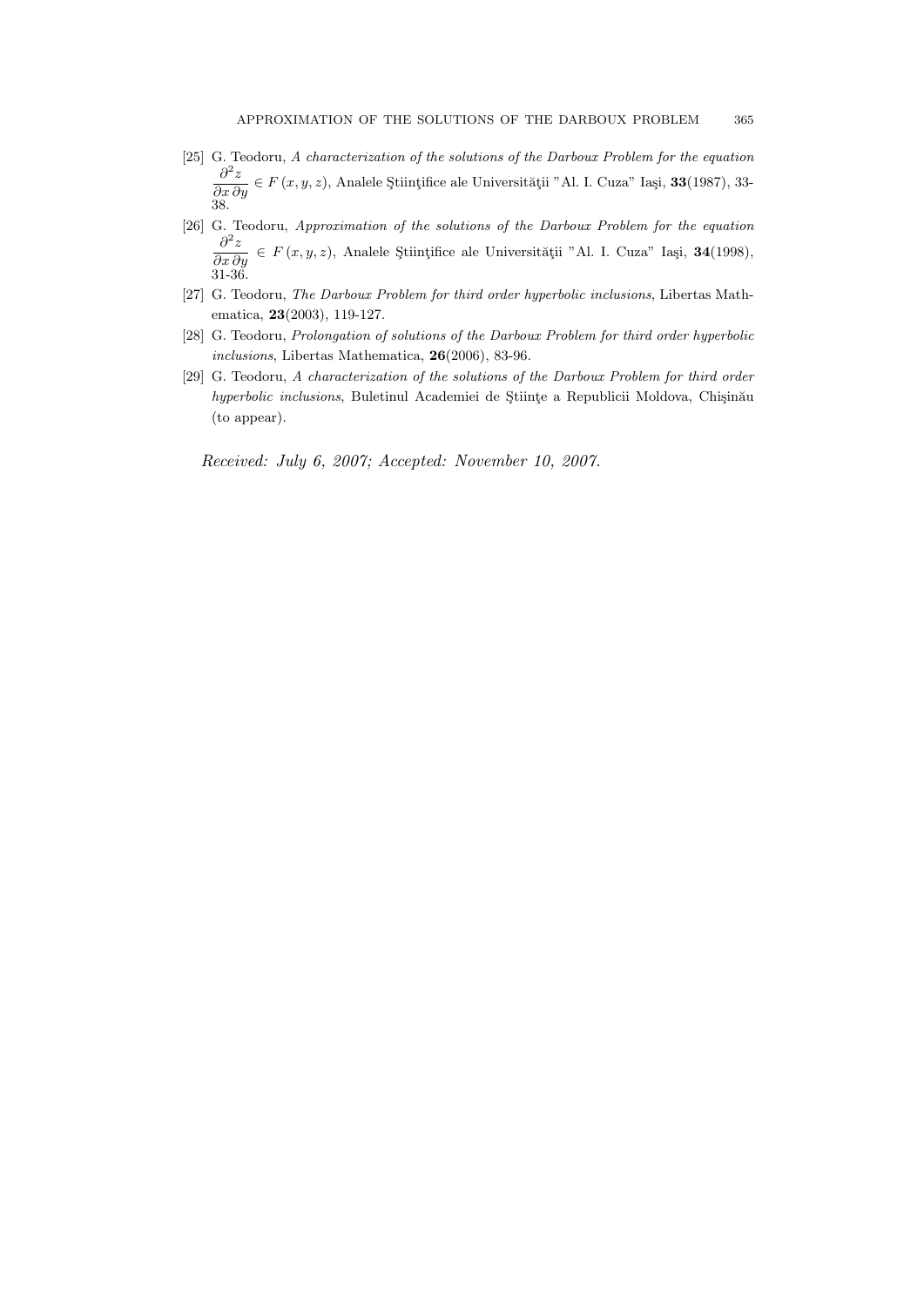[25] G. Teodoru, *A characterization of the solutions of the Darboux Problem for the equation* $\dfrac{\partial^2 z}{\partial x\, \partial y} \in F(x, y, z)$, Analele Ştiinţifice ale Universităţii "Al. I. Cuza" Iaşi, **33**(1987), 33-38.

[26] G. Teodoru, *Approximation of the solutions of the Darboux Problem for the equation* $\dfrac{\partial^2 z}{\partial x\, \partial y} \in F(x, y, z)$, Analele Ştiinţifice ale Universităţii "Al. I. Cuza" Iaşi, **34**(1998), 31-36.

[27] G. Teodoru, *The Darboux Problem for third order hyperbolic inclusions*, Libertas Mathematica, **23**(2003), 119-127.

[28] G. Teodoru, *Prolongation of solutions of the Darboux Problem for third order hyperbolic inclusions*, Libertas Mathematica, **26**(2006), 83-96.

[29] G. Teodoru, *A characterization of the solutions of the Darboux Problem for third order hyperbolic inclusions*, Buletinul Academiei de Ştiinţe a Republicii Moldova, Chişinău (to appear).

*Received: July 6, 2007; Accepted: November 10, 2007.*